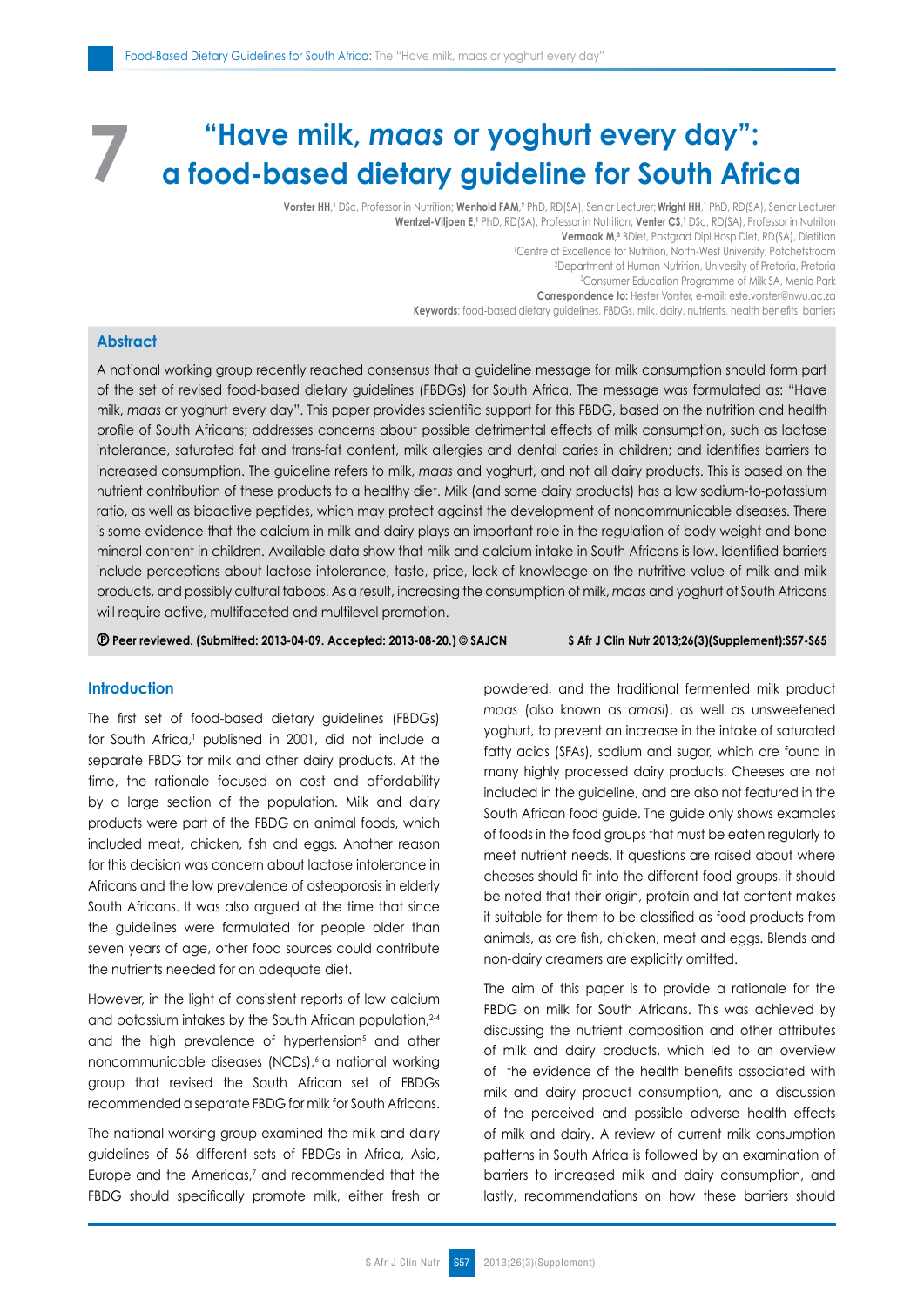# 7 "Have milk, *maas* or yoghurt every day": a food-based dietary guideline for South Africa

**Vorster HH**,[1] DSc, Professor in Nutrition; **Wenhold FAM**,[2] PhD, RD(SA), Senior Lecturer; **Wright HH**,[1] PhD, RD(SA), Senior Lecturer
**Wentzel-Viljoen E**,[1] PhD, RD(SA), Professor in Nutrition; **Venter CS**,[1] DSc, RD(SA), Professor in Nutriton
**Vermaak M**,[3] BDiet, Postgrad Dipl Hosp Diet, RD(SA), Dietitian
[1]Centre of Excellence for Nutrition, North-West University, Potchefstroom
[2]Department of Human Nutrition, University of Pretoria, Pretoria
[3]Consumer Education Programme of Milk SA, Menlo Park
**Correspondence to:** Hester Vorster, e-mail: este.vorster@nwu.ac.za
**Keywords**: food-based dietary guidelines, FBDGs, milk, dairy, nutrients, health benefits, barriers

## Abstract

A national working group recently reached consensus that a guideline message for milk consumption should form part of the set of revised food-based dietary guidelines (FBDGs) for South Africa. The message was formulated as: "Have milk, *maas* or yoghurt every day". This paper provides scientific support for this FBDG, based on the nutrition and health profile of South Africans; addresses concerns about possible detrimental effects of milk consumption, such as lactose intolerance, saturated fat and trans-fat content, milk allergies and dental caries in children; and identifies barriers to increased consumption. The guideline refers to milk, *maas* and yoghurt, and not all dairy products. This is based on the nutrient contribution of these products to a healthy diet. Milk (and some dairy products) has a low sodium-to-potassium ratio, as well as bioactive peptides, which may protect against the development of noncommunicable diseases. There is some evidence that the calcium in milk and dairy plays an important role in the regulation of body weight and bone mineral content in children. Available data show that milk and calcium intake in South Africans is low. Identified barriers include perceptions about lactose intolerance, taste, price, lack of knowledge on the nutritive value of milk and milk products, and possibly cultural taboos. As a result, increasing the consumption of milk, *maas* and yoghurt of South Africans will require active, multifaceted and multilevel promotion.

**Ⓟ Peer reviewed. (Submitted: 2013-04-09. Accepted: 2013-08-20.) © SAJCN** **S Afr J Clin Nutr 2013;26(3)(Supplement):S57-S65**

## Introduction

The first set of food-based dietary guidelines (FBDGs) for South Africa,[1] published in 2001, did not include a separate FBDG for milk and other dairy products. At the time, the rationale focused on cost and affordability by a large section of the population. Milk and dairy products were part of the FBDG on animal foods, which included meat, chicken, fish and eggs. Another reason for this decision was concern about lactose intolerance in Africans and the low prevalence of osteoporosis in elderly South Africans. It was also argued at the time that since the guidelines were formulated for people older than seven years of age, other food sources could contribute the nutrients needed for an adequate diet.

However, in the light of consistent reports of low calcium and potassium intakes by the South African population,[2-4] and the high prevalence of hypertension[5] and other noncommunicable diseases (NCDs),[6] a national working group that revised the South African set of FBDGs recommended a separate FBDG for milk for South Africans.

The national working group examined the milk and dairy guidelines of 56 different sets of FBDGs in Africa, Asia, Europe and the Americas,[7] and recommended that the FBDG should specifically promote milk, either fresh or powdered, and the traditional fermented milk product *maas* (also known as *amasi*), as well as unsweetened yoghurt, to prevent an increase in the intake of saturated fatty acids (SFAs), sodium and sugar, which are found in many highly processed dairy products. Cheeses are not included in the guideline, and are also not featured in the South African food guide. The guide only shows examples of foods in the food groups that must be eaten regularly to meet nutrient needs. If questions are raised about where cheeses should fit into the different food groups, it should be noted that their origin, protein and fat content makes it suitable for them to be classified as food products from animals, as are fish, chicken, meat and eggs. Blends and non-dairy creamers are explicitly omitted.

The aim of this paper is to provide a rationale for the FBDG on milk for South Africans. This was achieved by discussing the nutrient composition and other attributes of milk and dairy products, which led to an overview of the evidence of the health benefits associated with milk and dairy product consumption, and a discussion of the perceived and possible adverse health effects of milk and dairy. A review of current milk consumption patterns in South Africa is followed by an examination of barriers to increased milk and dairy consumption, and lastly, recommendations on how these barriers should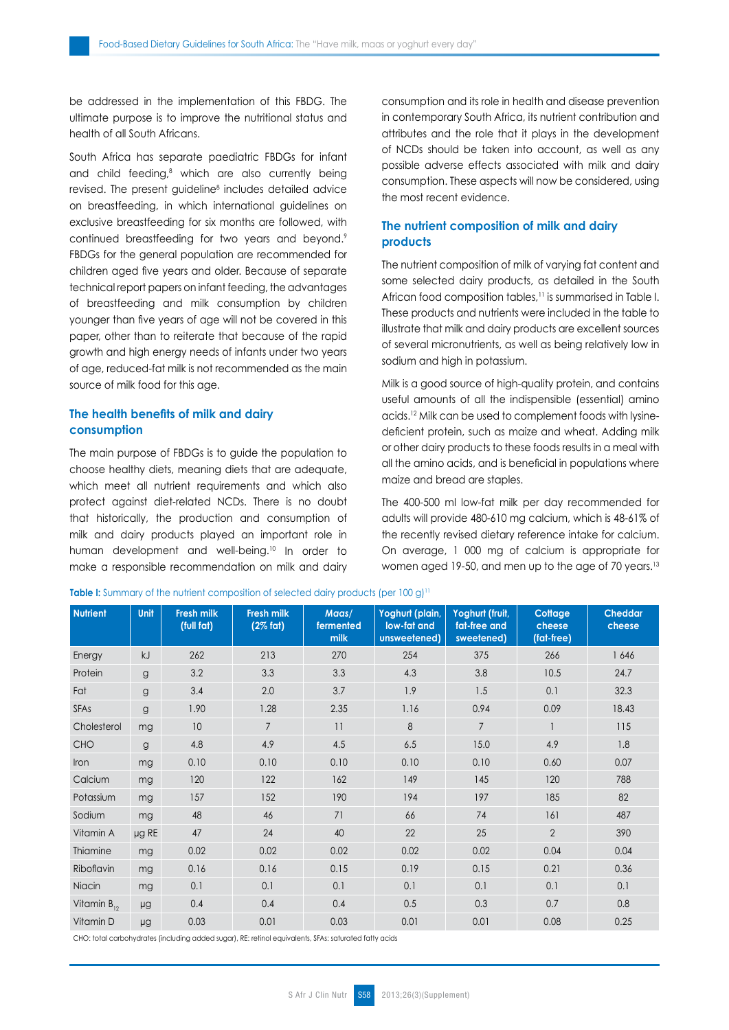be addressed in the implementation of this FBDG. The ultimate purpose is to improve the nutritional status and health of all South Africans.

South Africa has separate paediatric FBDGs for infant and child feeding,[8] which are also currently being revised. The present guideline[8] includes detailed advice on breastfeeding, in which international guidelines on exclusive breastfeeding for six months are followed, with continued breastfeeding for two years and beyond.[9] FBDGs for the general population are recommended for children aged five years and older. Because of separate technical report papers on infant feeding, the advantages of breastfeeding and milk consumption by children younger than five years of age will not be covered in this paper, other than to reiterate that because of the rapid growth and high energy needs of infants under two years of age, reduced-fat milk is not recommended as the main source of milk food for this age.

## The health benefits of milk and dairy consumption

The main purpose of FBDGs is to guide the population to choose healthy diets, meaning diets that are adequate, which meet all nutrient requirements and which also protect against diet-related NCDs. There is no doubt that historically, the production and consumption of milk and dairy products played an important role in human development and well-being.[10] In order to make a responsible recommendation on milk and dairy consumption and its role in health and disease prevention in contemporary South Africa, its nutrient contribution and attributes and the role that it plays in the development of NCDs should be taken into account, as well as any possible adverse effects associated with milk and dairy consumption. These aspects will now be considered, using the most recent evidence.

## The nutrient composition of milk and dairy products

The nutrient composition of milk of varying fat content and some selected dairy products, as detailed in the South African food composition tables,[11] is summarised in Table I. These products and nutrients were included in the table to illustrate that milk and dairy products are excellent sources of several micronutrients, as well as being relatively low in sodium and high in potassium.

Milk is a good source of high-quality protein, and contains useful amounts of all the indispensible (essential) amino acids.[12] Milk can be used to complement foods with lysine-deficient protein, such as maize and wheat. Adding milk or other dairy products to these foods results in a meal with all the amino acids, and is beneficial in populations where maize and bread are staples.

The 400-500 ml low-fat milk per day recommended for adults will provide 480-610 mg calcium, which is 48-61% of the recently revised dietary reference intake for calcium. On average, 1 000 mg of calcium is appropriate for women aged 19-50, and men up to the age of 70 years.[13]

**Table I:** Summary of the nutrient composition of selected dairy products (per 100 g)[11]

| Nutrient | Unit | Fresh milk (full fat) | Fresh milk (2% fat) | Maas/ fermented milk | Yoghurt (plain, low-fat and unsweetened) | Yoghurt (fruit, fat-free and sweetened) | Cottage cheese (fat-free) | Cheddar cheese |
|---|---|---|---|---|---|---|---|---|
| Energy | kJ | 262 | 213 | 270 | 254 | 375 | 266 | 1 646 |
| Protein | g | 3.2 | 3.3 | 3.3 | 4.3 | 3.8 | 10.5 | 24.7 |
| Fat | g | 3.4 | 2.0 | 3.7 | 1.9 | 1.5 | 0.1 | 32.3 |
| SFAs | g | 1.90 | 1.28 | 2.35 | 1.16 | 0.94 | 0.09 | 18.43 |
| Cholesterol | mg | 10 | 7 | 11 | 8 | 7 | 1 | 115 |
| CHO | g | 4.8 | 4.9 | 4.5 | 6.5 | 15.0 | 4.9 | 1.8 |
| Iron | mg | 0.10 | 0.10 | 0.10 | 0.10 | 0.10 | 0.60 | 0.07 |
| Calcium | mg | 120 | 122 | 162 | 149 | 145 | 120 | 788 |
| Potassium | mg | 157 | 152 | 190 | 194 | 197 | 185 | 82 |
| Sodium | mg | 48 | 46 | 71 | 66 | 74 | 161 | 487 |
| Vitamin A | µg RE | 47 | 24 | 40 | 22 | 25 | 2 | 390 |
| Thiamine | mg | 0.02 | 0.02 | 0.02 | 0.02 | 0.02 | 0.04 | 0.04 |
| Riboflavin | mg | 0.16 | 0.16 | 0.15 | 0.19 | 0.15 | 0.21 | 0.36 |
| Niacin | mg | 0.1 | 0.1 | 0.1 | 0.1 | 0.1 | 0.1 | 0.1 |
| Vitamin $B_{12}$ | µg | 0.4 | 0.4 | 0.4 | 0.5 | 0.3 | 0.7 | 0.8 |
| Vitamin D | µg | 0.03 | 0.01 | 0.03 | 0.01 | 0.01 | 0.08 | 0.25 |

CHO: total carbohydrates (including added sugar), RE: retinol equivalents, SFAs: saturated fatty acids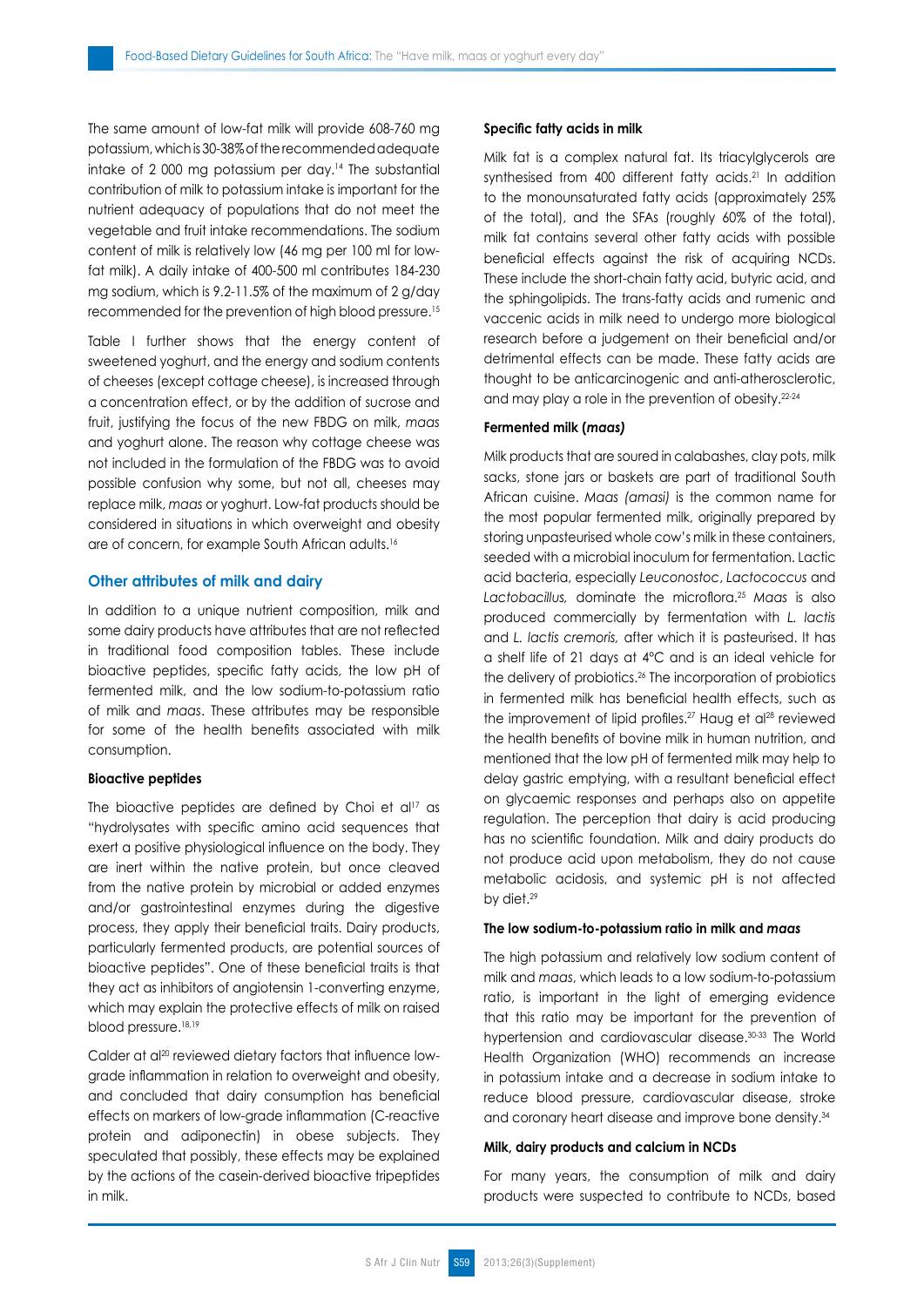The same amount of low-fat milk will provide 608-760 mg potassium, which is 30-38% of the recommended adequate intake of 2 000 mg potassium per day.[14] The substantial contribution of milk to potassium intake is important for the nutrient adequacy of populations that do not meet the vegetable and fruit intake recommendations. The sodium content of milk is relatively low (46 mg per 100 ml for low-fat milk). A daily intake of 400-500 ml contributes 184-230 mg sodium, which is 9.2-11.5% of the maximum of 2 g/day recommended for the prevention of high blood pressure.[15]

Table I further shows that the energy content of sweetened yoghurt, and the energy and sodium contents of cheeses (except cottage cheese), is increased through a concentration effect, or by the addition of sucrose and fruit, justifying the focus of the new FBDG on milk, *maas* and yoghurt alone. The reason why cottage cheese was not included in the formulation of the FBDG was to avoid possible confusion why some, but not all, cheeses may replace milk, *maas* or yoghurt. Low-fat products should be considered in situations in which overweight and obesity are of concern, for example South African adults.[16]

## Other attributes of milk and dairy

In addition to a unique nutrient composition, milk and some dairy products have attributes that are not reflected in traditional food composition tables. These include bioactive peptides, specific fatty acids, the low pH of fermented milk, and the low sodium-to-potassium ratio of milk and *maas*. These attributes may be responsible for some of the health benefits associated with milk consumption.

### Bioactive peptides

The bioactive peptides are defined by Choi et al[17] as "hydrolysates with specific amino acid sequences that exert a positive physiological influence on the body. They are inert within the native protein, but once cleaved from the native protein by microbial or added enzymes and/or gastrointestinal enzymes during the digestive process, they apply their beneficial traits. Dairy products, particularly fermented products, are potential sources of bioactive peptides". One of these beneficial traits is that they act as inhibitors of angiotensin 1-converting enzyme, which may explain the protective effects of milk on raised blood pressure.[18,19]

Calder at al[20] reviewed dietary factors that influence low-grade inflammation in relation to overweight and obesity, and concluded that dairy consumption has beneficial effects on markers of low-grade inflammation (C-reactive protein and adiponectin) in obese subjects. They speculated that possibly, these effects may be explained by the actions of the casein-derived bioactive tripeptides in milk.

### Specific fatty acids in milk

Milk fat is a complex natural fat. Its triacylglycerols are synthesised from 400 different fatty acids.[21] In addition to the monounsaturated fatty acids (approximately 25% of the total), and the SFAs (roughly 60% of the total), milk fat contains several other fatty acids with possible beneficial effects against the risk of acquiring NCDs. These include the short-chain fatty acid, butyric acid, and the sphingolipids. The trans-fatty acids and rumenic and vaccenic acids in milk need to undergo more biological research before a judgement on their beneficial and/or detrimental effects can be made. These fatty acids are thought to be anticarcinogenic and anti-atherosclerotic, and may play a role in the prevention of obesity.[22-24]

### Fermented milk (*maas*)

Milk products that are soured in calabashes, clay pots, milk sacks, stone jars or baskets are part of traditional South African cuisine. *Maas (amasi)* is the common name for the most popular fermented milk, originally prepared by storing unpasteurised whole cow's milk in these containers, seeded with a microbial inoculum for fermentation. Lactic acid bacteria, especially *Leuconostoc*, *Lactococcus* and *Lactobacillus,* dominate the microflora.[25] *Maas* is also produced commercially by fermentation with *L. lactis* and *L. lactis cremoris,* after which it is pasteurised. It has a shelf life of 21 days at 4°C and is an ideal vehicle for the delivery of probiotics.[26] The incorporation of probiotics in fermented milk has beneficial health effects, such as the improvement of lipid profiles.[27] Haug et al[28] reviewed the health benefits of bovine milk in human nutrition, and mentioned that the low pH of fermented milk may help to delay gastric emptying, with a resultant beneficial effect on glycaemic responses and perhaps also on appetite regulation. The perception that dairy is acid producing has no scientific foundation. Milk and dairy products do not produce acid upon metabolism, they do not cause metabolic acidosis, and systemic pH is not affected by diet.[29]

### The low sodium-to-potassium ratio in milk and *maas*

The high potassium and relatively low sodium content of milk and *maas*, which leads to a low sodium-to-potassium ratio, is important in the light of emerging evidence that this ratio may be important for the prevention of hypertension and cardiovascular disease.[30-33] The World Health Organization (WHO) recommends an increase in potassium intake and a decrease in sodium intake to reduce blood pressure, cardiovascular disease, stroke and coronary heart disease and improve bone density.[34]

### Milk, dairy products and calcium in NCDs

For many years, the consumption of milk and dairy products were suspected to contribute to NCDs, based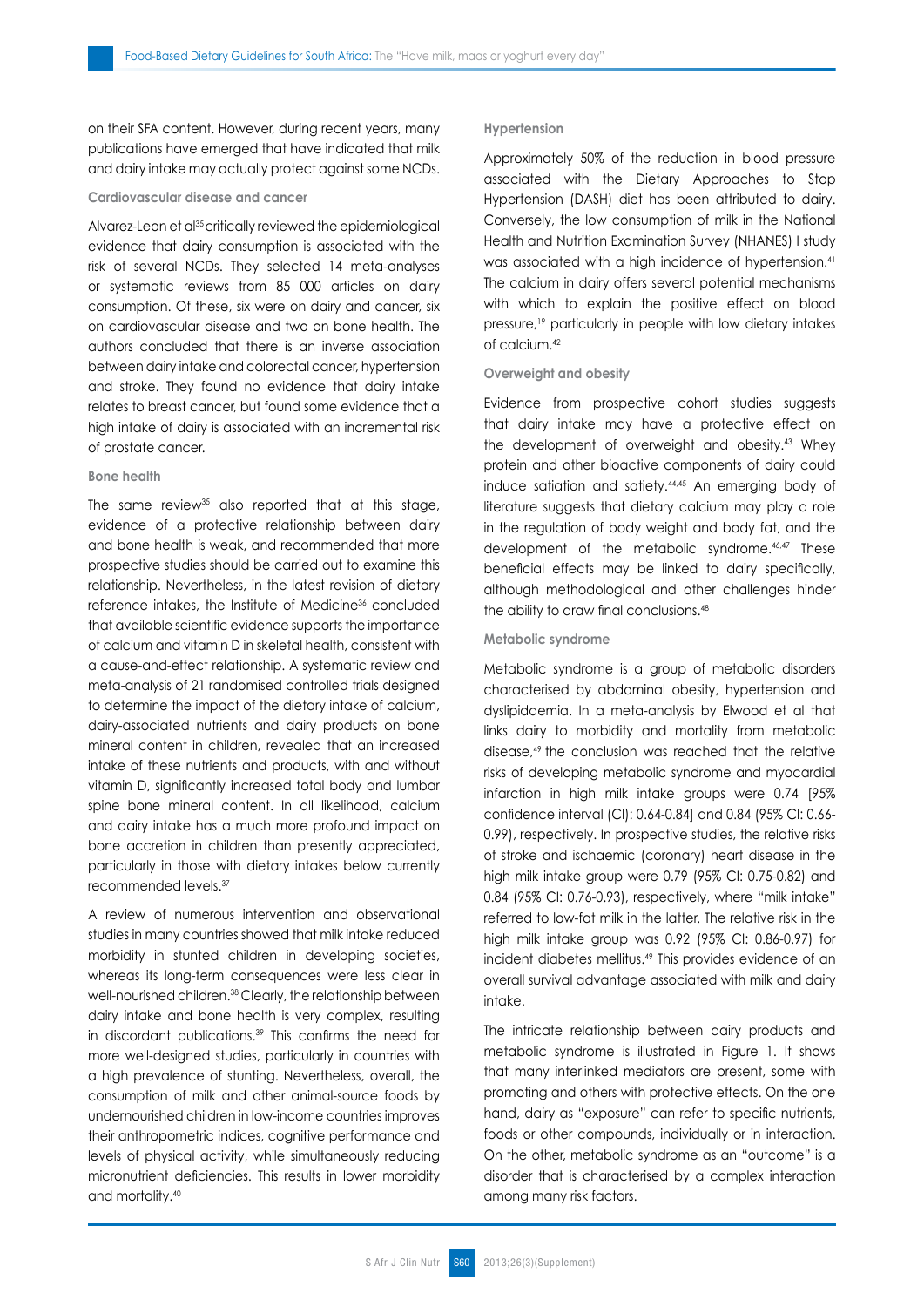on their SFA content. However, during recent years, many publications have emerged that have indicated that milk and dairy intake may actually protect against some NCDs.

### Cardiovascular disease and cancer

Alvarez-Leon et al[35] critically reviewed the epidemiological evidence that dairy consumption is associated with the risk of several NCDs. They selected 14 meta-analyses or systematic reviews from 85 000 articles on dairy consumption. Of these, six were on dairy and cancer, six on cardiovascular disease and two on bone health. The authors concluded that there is an inverse association between dairy intake and colorectal cancer, hypertension and stroke. They found no evidence that dairy intake relates to breast cancer, but found some evidence that a high intake of dairy is associated with an incremental risk of prostate cancer.

### Bone health

The same review[35] also reported that at this stage, evidence of a protective relationship between dairy and bone health is weak, and recommended that more prospective studies should be carried out to examine this relationship. Nevertheless, in the latest revision of dietary reference intakes, the Institute of Medicine[36] concluded that available scientific evidence supports the importance of calcium and vitamin D in skeletal health, consistent with a cause-and-effect relationship. A systematic review and meta-analysis of 21 randomised controlled trials designed to determine the impact of the dietary intake of calcium, dairy-associated nutrients and dairy products on bone mineral content in children, revealed that an increased intake of these nutrients and products, with and without vitamin D, significantly increased total body and lumbar spine bone mineral content. In all likelihood, calcium and dairy intake has a much more profound impact on bone accretion in children than presently appreciated, particularly in those with dietary intakes below currently recommended levels.[37]

A review of numerous intervention and observational studies in many countries showed that milk intake reduced morbidity in stunted children in developing societies, whereas its long-term consequences were less clear in well-nourished children.[38] Clearly, the relationship between dairy intake and bone health is very complex, resulting in discordant publications.[39] This confirms the need for more well-designed studies, particularly in countries with a high prevalence of stunting. Nevertheless, overall, the consumption of milk and other animal-source foods by undernourished children in low-income countries improves their anthropometric indices, cognitive performance and levels of physical activity, while simultaneously reducing micronutrient deficiencies. This results in lower morbidity and mortality.[40]

### Hypertension

Approximately 50% of the reduction in blood pressure associated with the Dietary Approaches to Stop Hypertension (DASH) diet has been attributed to dairy. Conversely, the low consumption of milk in the National Health and Nutrition Examination Survey (NHANES) I study was associated with a high incidence of hypertension.[41] The calcium in dairy offers several potential mechanisms with which to explain the positive effect on blood pressure,[19] particularly in people with low dietary intakes of calcium.[42]

### Overweight and obesity

Evidence from prospective cohort studies suggests that dairy intake may have a protective effect on the development of overweight and obesity.[43] Whey protein and other bioactive components of dairy could induce satiation and satiety.[44,45] An emerging body of literature suggests that dietary calcium may play a role in the regulation of body weight and body fat, and the development of the metabolic syndrome.[46,47] These beneficial effects may be linked to dairy specifically, although methodological and other challenges hinder the ability to draw final conclusions.[48]

### Metabolic syndrome

Metabolic syndrome is a group of metabolic disorders characterised by abdominal obesity, hypertension and dyslipidaemia. In a meta-analysis by Elwood et al that links dairy to morbidity and mortality from metabolic disease,[49] the conclusion was reached that the relative risks of developing metabolic syndrome and myocardial infarction in high milk intake groups were 0.74 [95% confidence interval (CI): 0.64-0.84] and 0.84 (95% CI: 0.66-0.99), respectively. In prospective studies, the relative risks of stroke and ischaemic (coronary) heart disease in the high milk intake group were 0.79 (95% CI: 0.75-0.82) and 0.84 (95% CI: 0.76-0.93), respectively, where "milk intake" referred to low-fat milk in the latter. The relative risk in the high milk intake group was 0.92 (95% CI: 0.86-0.97) for incident diabetes mellitus.[49] This provides evidence of an overall survival advantage associated with milk and dairy intake.

The intricate relationship between dairy products and metabolic syndrome is illustrated in Figure 1. It shows that many interlinked mediators are present, some with promoting and others with protective effects. On the one hand, dairy as "exposure" can refer to specific nutrients, foods or other compounds, individually or in interaction. On the other, metabolic syndrome as an "outcome" is a disorder that is characterised by a complex interaction among many risk factors.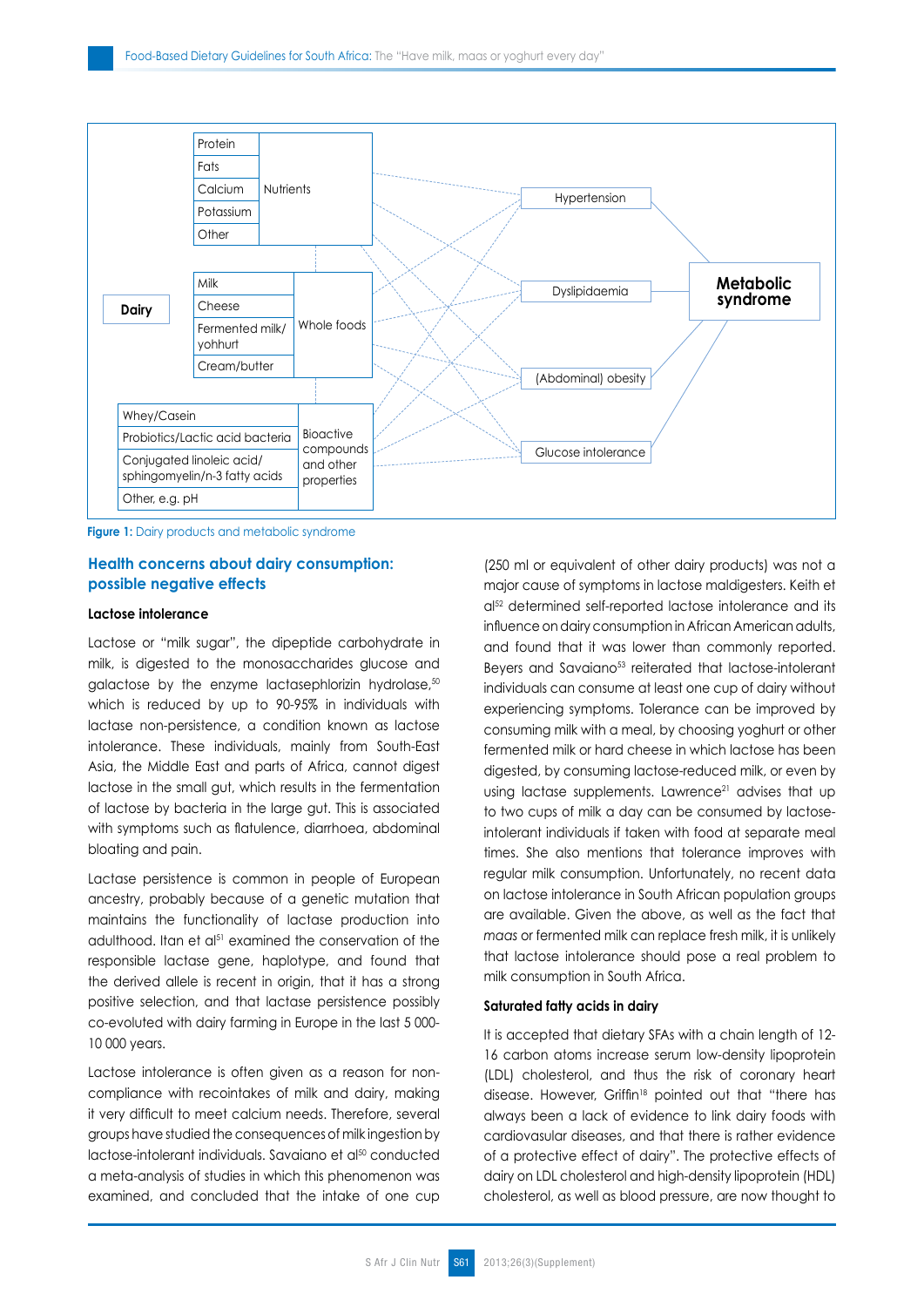Protein

Fats

Calcium

Potassium

Other

Nutrients

Milk

Cheese

Fermented milk/ yohhurt

Cream/butter

Whole foods

Dairy

Whey/Casein

Probiotics/Lactic acid bacteria

Conjugated linoleic acid/ sphingomyelin/n-3 fatty acids

Other, e.g. pH

Bioactive compounds and other properties

Hypertension

Dyslipidaemia

(Abdominal) obesity

Glucose intolerance

Metabolic syndrome

**Figure 1:** Dairy products and metabolic syndrome

## Health concerns about dairy consumption: possible negative effects

### Lactose intolerance

Lactose or "milk sugar", the dipeptide carbohydrate in milk, is digested to the monosaccharides glucose and galactose by the enzyme lactasephlorizin hydrolase,[50] which is reduced by up to 90-95% in individuals with lactase non-persistence, a condition known as lactose intolerance. These individuals, mainly from South-East Asia, the Middle East and parts of Africa, cannot digest lactose in the small gut, which results in the fermentation of lactose by bacteria in the large gut. This is associated with symptoms such as flatulence, diarrhoea, abdominal bloating and pain.

Lactase persistence is common in people of European ancestry, probably because of a genetic mutation that maintains the functionality of lactase production into adulthood. Itan et al[51] examined the conservation of the responsible lactase gene, haplotype, and found that the derived allele is recent in origin, that it has a strong positive selection, and that lactase persistence possibly co-evolved with dairy farming in Europe in the last 5 000-10 000 years.

Lactose intolerance is often given as a reason for non-compliance with recointakes of milk and dairy, making it very difficult to meet calcium needs. Therefore, several groups have studied the consequences of milk ingestion by lactose-intolerant individuals. Savaiano et al[50] conducted a meta-analysis of studies in which this phenomenon was examined, and concluded that the intake of one cup (250 ml or equivalent of other dairy products) was not a major cause of symptoms in lactose maldigesters. Keith et al[52] determined self-reported lactose intolerance and its influence on dairy consumption in African American adults, and found that it was lower than commonly reported. Beyers and Savaiano[53] reiterated that lactose-intolerant individuals can consume at least one cup of dairy without experiencing symptoms. Tolerance can be improved by consuming milk with a meal, by choosing yoghurt or other fermented milk or hard cheese in which lactose has been digested, by consuming lactose-reduced milk, or even by using lactase supplements. Lawrence[21] advises that up to two cups of milk a day can be consumed by lactose-intolerant individuals if taken with food at separate meal times. She also mentions that tolerance improves with regular milk consumption. Unfortunately, no recent data on lactose intolerance in South African population groups are available. Given the above, as well as the fact that *maas* or fermented milk can replace fresh milk, it is unlikely that lactose intolerance should pose a real problem to milk consumption in South Africa.

### Saturated fatty acids in dairy

It is accepted that dietary SFAs with a chain length of 12-16 carbon atoms increase serum low-density lipoprotein (LDL) cholesterol, and thus the risk of coronary heart disease. However, Griffin[18] pointed out that "there has always been a lack of evidence to link dairy foods with cardiovasular diseases, and that there is rather evidence of a protective effect of dairy". The protective effects of dairy on LDL cholesterol and high-density lipoprotein (HDL) cholesterol, as well as blood pressure, are now thought to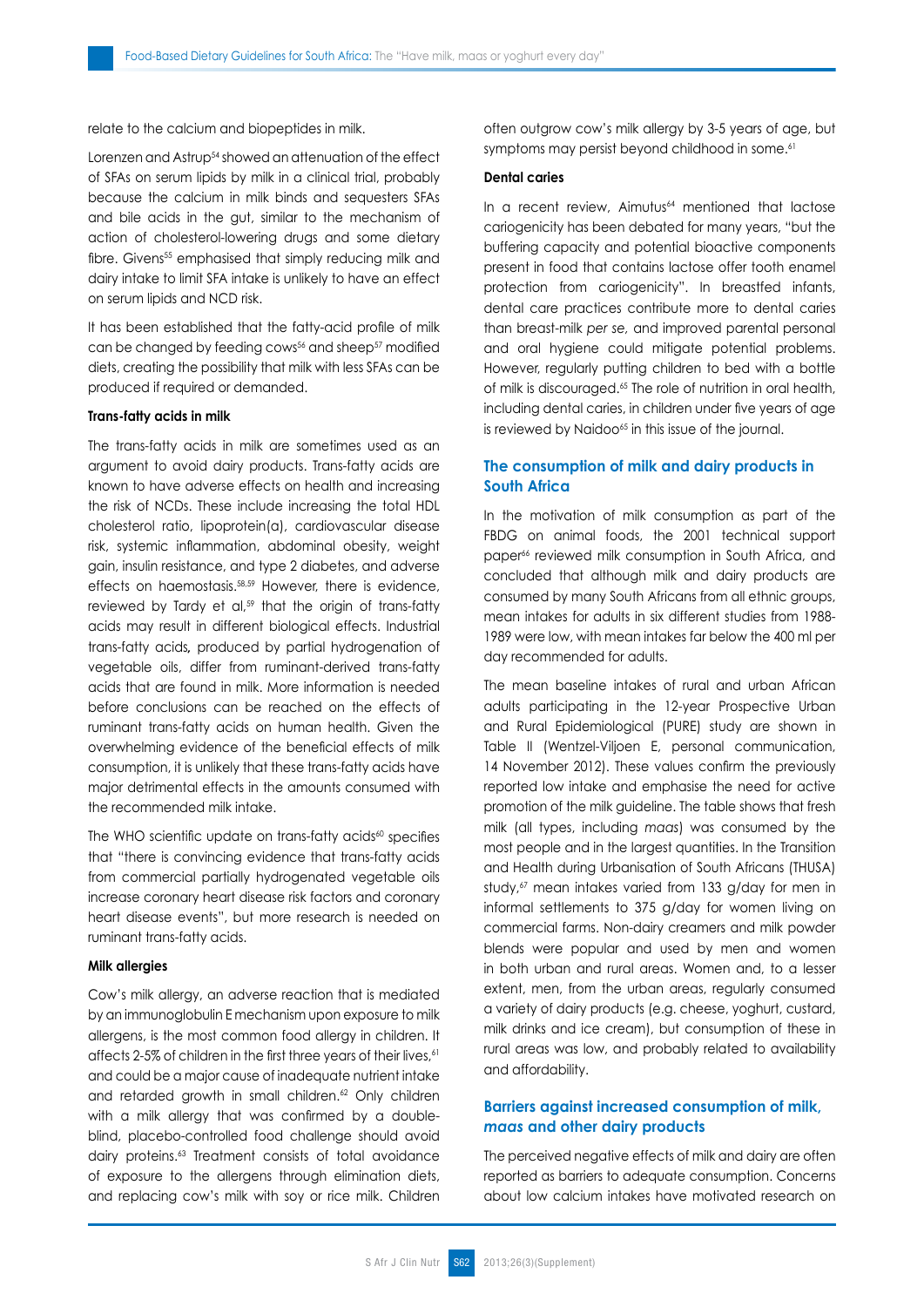relate to the calcium and biopeptides in milk.

Lorenzen and Astrup[54] showed an attenuation of the effect of SFAs on serum lipids by milk in a clinical trial, probably because the calcium in milk binds and sequesters SFAs and bile acids in the gut, similar to the mechanism of action of cholesterol-lowering drugs and some dietary fibre. Givens[55] emphasised that simply reducing milk and dairy intake to limit SFA intake is unlikely to have an effect on serum lipids and NCD risk.

It has been established that the fatty-acid profile of milk can be changed by feeding cows[56] and sheep[57] modified diets, creating the possibility that milk with less SFAs can be produced if required or demanded.

**Trans-fatty acids in milk**

The trans-fatty acids in milk are sometimes used as an argument to avoid dairy products. Trans-fatty acids are known to have adverse effects on health and increasing the risk of NCDs. These include increasing the total HDL cholesterol ratio, lipoprotein(a), cardiovascular disease risk, systemic inflammation, abdominal obesity, weight gain, insulin resistance, and type 2 diabetes, and adverse effects on haemostasis.[58,59] However, there is evidence, reviewed by Tardy et al,[59] that the origin of trans-fatty acids may result in different biological effects. Industrial trans-fatty acids, produced by partial hydrogenation of vegetable oils, differ from ruminant-derived trans-fatty acids that are found in milk. More information is needed before conclusions can be reached on the effects of ruminant trans-fatty acids on human health. Given the overwhelming evidence of the beneficial effects of milk consumption, it is unlikely that these trans-fatty acids have major detrimental effects in the amounts consumed with the recommended milk intake.

The WHO scientific update on trans-fatty acids[60] specifies that "there is convincing evidence that trans-fatty acids from commercial partially hydrogenated vegetable oils increase coronary heart disease risk factors and coronary heart disease events", but more research is needed on ruminant trans-fatty acids.

**Milk allergies**

Cow's milk allergy, an adverse reaction that is mediated by an immunoglobulin E mechanism upon exposure to milk allergens, is the most common food allergy in children. It affects 2-5% of children in the first three years of their lives,[61] and could be a major cause of inadequate nutrient intake and retarded growth in small children.[62] Only children with a milk allergy that was confirmed by a double-blind, placebo-controlled food challenge should avoid dairy proteins.[63] Treatment consists of total avoidance of exposure to the allergens through elimination diets, and replacing cow's milk with soy or rice milk. Children often outgrow cow's milk allergy by 3-5 years of age, but symptoms may persist beyond childhood in some.[61]

**Dental caries**

In a recent review, Aimutus[64] mentioned that lactose cariogenicity has been debated for many years, "but the buffering capacity and potential bioactive components present in food that contains lactose offer tooth enamel protection from cariogenicity". In breastfed infants, dental care practices contribute more to dental caries than breast-milk *per se*, and improved parental personal and oral hygiene could mitigate potential problems. However, regularly putting children to bed with a bottle of milk is discouraged.[65] The role of nutrition in oral health, including dental caries, in children under five years of age is reviewed by Naidoo[65] in this issue of the journal.

## The consumption of milk and dairy products in South Africa

In the motivation of milk consumption as part of the FBDG on animal foods, the 2001 technical support paper[66] reviewed milk consumption in South Africa, and concluded that although milk and dairy products are consumed by many South Africans from all ethnic groups, mean intakes for adults in six different studies from 1988-1989 were low, with mean intakes far below the 400 ml per day recommended for adults.

The mean baseline intakes of rural and urban African adults participating in the 12-year Prospective Urban and Rural Epidemiological (PURE) study are shown in Table II (Wentzel-Viljoen E, personal communication, 14 November 2012). These values confirm the previously reported low intake and emphasise the need for active promotion of the milk guideline. The table shows that fresh milk (all types, including *maas*) was consumed by the most people and in the largest quantities. In the Transition and Health during Urbanisation of South Africans (THUSA) study,[67] mean intakes varied from 133 g/day for men in informal settlements to 375 g/day for women living on commercial farms. Non-dairy creamers and milk powder blends were popular and used by men and women in both urban and rural areas. Women and, to a lesser extent, men, from the urban areas, regularly consumed a variety of dairy products (e.g. cheese, yoghurt, custard, milk drinks and ice cream), but consumption of these in rural areas was low, and probably related to availability and affordability.

## Barriers against increased consumption of milk, *maas* and other dairy products

The perceived negative effects of milk and dairy are often reported as barriers to adequate consumption. Concerns about low calcium intakes have motivated research on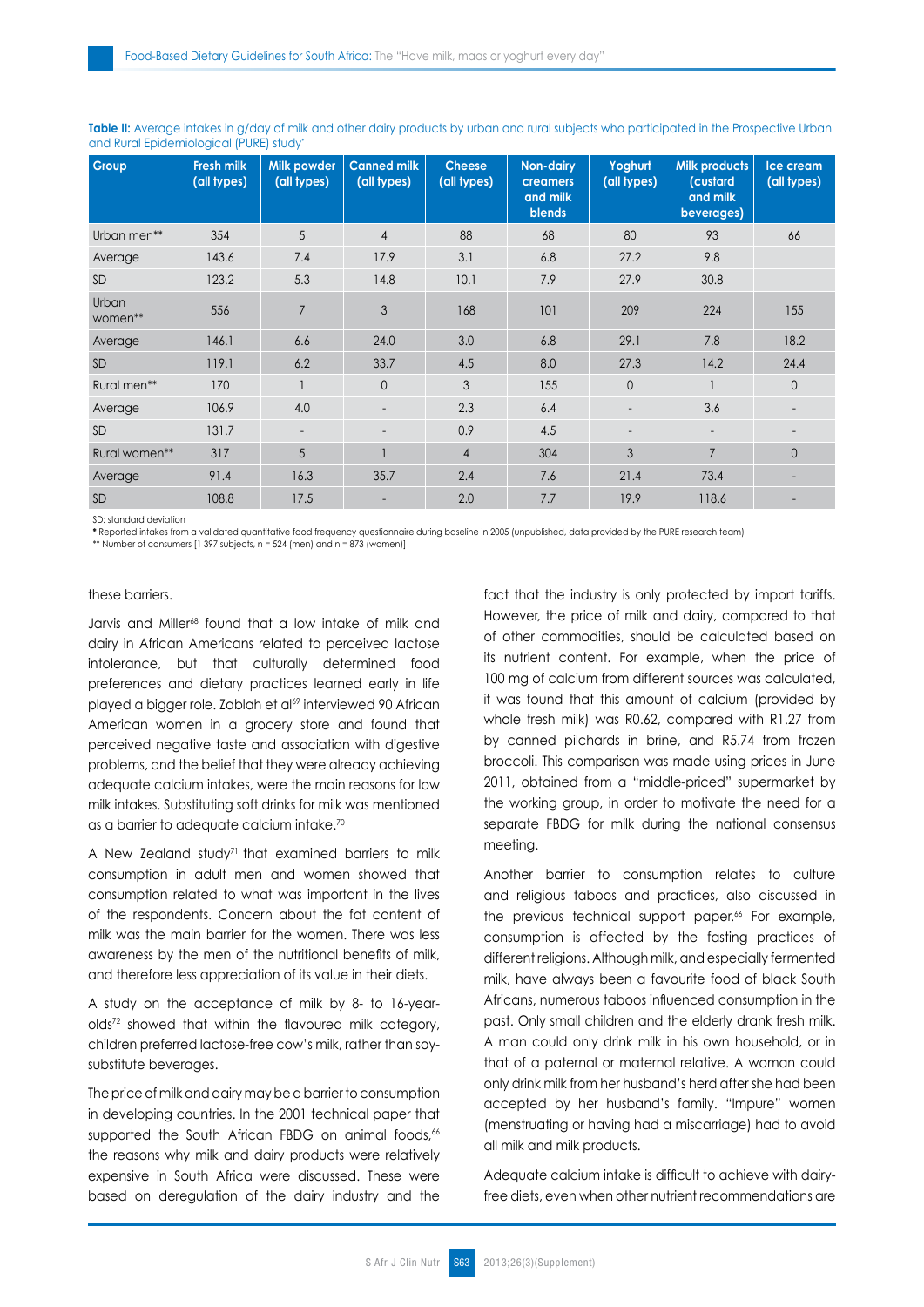**Table II:** Average intakes in g/day of milk and other dairy products by urban and rural subjects who participated in the Prospective Urban and Rural Epidemiological (PURE) study*

| Group | Fresh milk (all types) | Milk powder (all types) | Canned milk (all types) | Cheese (all types) | Non-dairy creamers and milk blends | Yoghurt (all types) | Milk products (custard and milk beverages) | Ice cream (all types) |
|---|---|---|---|---|---|---|---|---|
| Urban men** | 354 | 5 | 4 | 88 | 68 | 80 | 93 | 66 |
| Average | 143.6 | 7.4 | 17.9 | 3.1 | 6.8 | 27.2 | 9.8 | |
| SD | 123.2 | 5.3 | 14.8 | 10.1 | 7.9 | 27.9 | 30.8 | |
| Urban women** | 556 | 7 | 3 | 168 | 101 | 209 | 224 | 155 |
| Average | 146.1 | 6.6 | 24.0 | 3.0 | 6.8 | 29.1 | 7.8 | 18.2 |
| SD | 119.1 | 6.2 | 33.7 | 4.5 | 8.0 | 27.3 | 14.2 | 24.4 |
| Rural men** | 170 | 1 | 0 | 3 | 155 | 0 | 1 | 0 |
| Average | 106.9 | 4.0 | - | 2.3 | 6.4 | - | 3.6 | - |
| SD | 131.7 | - | - | 0.9 | 4.5 | - | - | - |
| Rural women** | 317 | 5 | 1 | 4 | 304 | 3 | 7 | 0 |
| Average | 91.4 | 16.3 | 35.7 | 2.4 | 7.6 | 21.4 | 73.4 | - |
| SD | 108.8 | 17.5 | - | 2.0 | 7.7 | 19.9 | 118.6 | - |

SD: standard deviation

\* Reported intakes from a validated quantitative food frequency questionnaire during baseline in 2005 (unpublished, data provided by the PURE research team)

** Number of consumers [1 397 subjects, n = 524 (men) and n = 873 (women)]

these barriers.

Jarvis and Miller[68] found that a low intake of milk and dairy in African Americans related to perceived lactose intolerance, but that culturally determined food preferences and dietary practices learned early in life played a bigger role. Zablah et al[69] interviewed 90 African American women in a grocery store and found that perceived negative taste and association with digestive problems, and the belief that they were already achieving adequate calcium intakes, were the main reasons for low milk intakes. Substituting soft drinks for milk was mentioned as a barrier to adequate calcium intake.[70]

A New Zealand study[71] that examined barriers to milk consumption in adult men and women showed that consumption related to what was important in the lives of the respondents. Concern about the fat content of milk was the main barrier for the women. There was less awareness by the men of the nutritional benefits of milk, and therefore less appreciation of its value in their diets.

A study on the acceptance of milk by 8- to 16-year-olds[72] showed that within the flavoured milk category, children preferred lactose-free cow's milk, rather than soy-substitute beverages.

The price of milk and dairy may be a barrier to consumption in developing countries. In the 2001 technical paper that supported the South African FBDG on animal foods,[66] the reasons why milk and dairy products were relatively expensive in South Africa were discussed. These were based on deregulation of the dairy industry and the fact that the industry is only protected by import tariffs. However, the price of milk and dairy, compared to that of other commodities, should be calculated based on its nutrient content. For example, when the price of 100 mg of calcium from different sources was calculated, it was found that this amount of calcium (provided by whole fresh milk) was R0.62, compared with R1.27 from by canned pilchards in brine, and R5.74 from frozen broccoli. This comparison was made using prices in June 2011, obtained from a "middle-priced" supermarket by the working group, in order to motivate the need for a separate FBDG for milk during the national consensus meeting.

Another barrier to consumption relates to culture and religious taboos and practices, also discussed in the previous technical support paper.[66] For example, consumption is affected by the fasting practices of different religions. Although milk, and especially fermented milk, have always been a favourite food of black South Africans, numerous taboos influenced consumption in the past. Only small children and the elderly drank fresh milk. A man could only drink milk in his own household, or in that of a paternal or maternal relative. A woman could only drink milk from her husband's herd after she had been accepted by her husband's family. "Impure" women (menstruating or having had a miscarriage) had to avoid all milk and milk products.

Adequate calcium intake is difficult to achieve with dairy-free diets, even when other nutrient recommendations are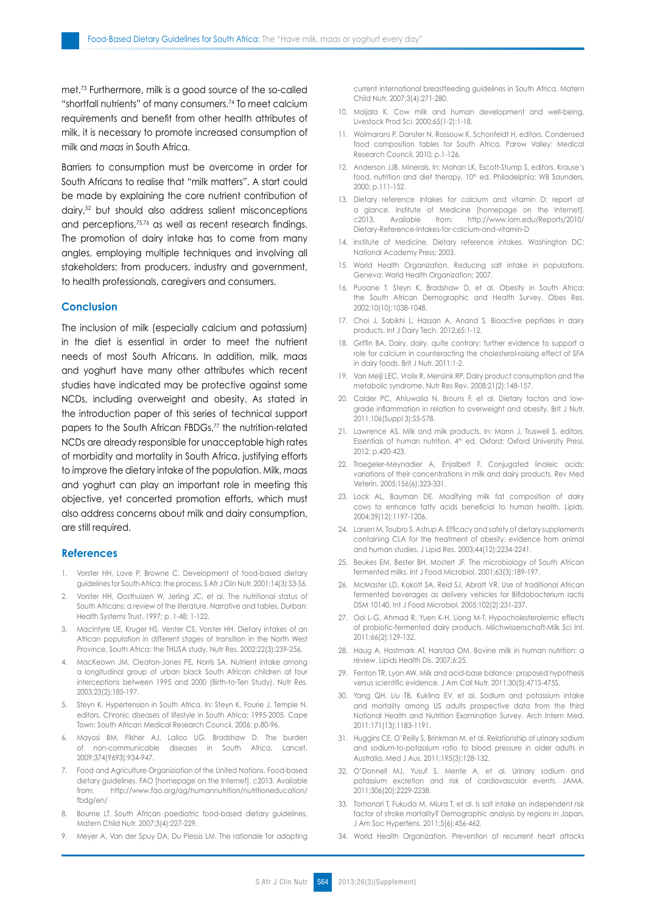met.[73] Furthermore, milk is a good source of the so-called "shortfall nutrients" of many consumers.[74] To meet calcium requirements and benefit from other health attributes of milk, it is necessary to promote increased consumption of milk and *maas* in South Africa.

Barriers to consumption must be overcome in order for South Africans to realise that "milk matters". A start could be made by explaining the core nutrient contribution of dairy,[52] but should also address salient misconceptions and perceptions,[75,76] as well as recent research findings. The promotion of dairy intake has to come from many angles, employing multiple techniques and involving all stakeholders; from producers, industry and government, to health professionals, caregivers and consumers.

## Conclusion

The inclusion of milk (especially calcium and potassium) in the diet is essential in order to meet the nutrient needs of most South Africans. In addition, milk, *maas* and yoghurt have many other attributes which recent studies have indicated may be protective against some NCDs, including overweight and obesity. As stated in the introduction paper of this series of technical support papers to the South African FBDGs,[77] the nutrition-related NCDs are already responsible for unacceptable high rates of morbidity and mortality in South Africa, justifying efforts to improve the dietary intake of the population. Milk, *maas* and yoghurt can play an important role in meeting this objective, yet concerted promotion efforts, which must also address concerns about milk and dairy consumption, are still required.

## References

1. Vorster HH, Love P, Browne C. Development of food-based dietary guidelines for South Africa: the process. S Afr J Clin Nutr. 2001;14(3):S3-S6.
2. Vorster HH, Oosthuizen W, Jerling JC, et al. The nutritional status of South Africans: a review of the literature. Narrative and tables. Durban: Health Systems Trust, 1997; p. 1-48; 1-122.
3. MacIntyre UE, Kruger HS, Venter CS, Vorster HH. Dietary intakes of an African population in different stages of transition in the North West Province, South Africa: the THUSA study. Nutr Res. 2002;22(3):239-256.
4. MacKeown JM, Cleaton-Jones PE, Norris SA. Nutrient intake among a longitudinal group of urban black South African children at four interceptions between 1995 and 2000 (Birth-to-Ten Study). Nutr Res. 2003;23(2):185-197.
5. Steyn K. Hypertension in South Africa. In: Steyn K, Fourie J, Temple N, editors. Chronic diseases of lifestyle in South Africa: 1995-2005. Cape Town: South African Medical Research Council, 2006; p.80-96.
6. Mayosi BM, Flisher AJ, Lalloo UG, Bradshaw D. The burden of non-communicable diseases in South Africa. Lancet. 2009;374(9693):934-947.
7. Food and Agriculture Organiziation of the United Nations. Food-based dietary guidelines. FAO [homepage on the Internet]. c2013. Available from: http://www.fao.org/ag/humannutrition/nutritioneducation/fbdg/en/
8. Bourne LT. South African paediatric food-based dietary guidelines. Matern Child Nutr. 2007;3(4):227-229.
9. Meyer A, Van der Spuy DA, Du Plessis LM. The rationale for adopting current international breastfeeding guidelines in South Africa. Matern Child Nutr. 2007;3(4):271-280.
10. Maijala K. Cow milk and human development and well-being. Livestock Prod Sci. 2000;65(1-2):1-18.
11. Wolmarans P, Danster N, Rossouw K, Schonfeldt H, editors. Condensed food composition tables for South Africa. Parow Valley: Medical Research Council, 2010; p.1-126.
12. Anderson JJB. Minerals. In: Mahan LK, Escott-Stump S, editors. Krause's food, nutrition and diet therapy, 10th ed. Philadelphia: WB Saunders, 2000; p.111-152.
13. Dietary reference intakes for calcium and vitamin D: report at a glance. Institute of Medicine [homepage on the Internet]. c2013. Available from: http://www.iom.edu/Reports/2010/Dietary-Reference-Intakes-for-calcium-and-vitamin-D
14. Institute of Medicine. Dietary reference intakes. Washington DC: National Academy Press; 2003.
15. World Health Organization. Reducing salt intake in populations. Geneva: World Health Organization; 2007.
16. Puoane T, Steyn K, Bradshaw D, et al. Obesity in South Africa: the South African Demographic and Health Survey. Obes Res. 2002;10(10):1038-1048.
17. Choi J, Sabikhi L, Hassan A, Anand S. Bioactive peptides in dairy products. Int J Dairy Tech. 2012;65:1-12.
18. Griffin BA. Dairy, dairy, quite contrary: further evidence to support a role for calcium in counteracting the cholesterol-raising effect of SFA in dairy foods. Brit J Nutr. 2011;1-2.
19. Van Meijl LEC, Vrolix R, Mensink RP. Dairy product consumption and the metabolic syndrome. Nutr Res Rev. 2008;21(2):148-157.
20. Calder PC, Ahluwalia N, Brouns F, et al. Dietary factors and low-grade inflammation in relation to overweight and obesity. Brit J Nutr. 2011;106(Suppl 3):S5-S78.
21. Lawrence AS. Milk and milk products. In: Mann J, Truswell S, editors. Essentials of human nutrition. 4th ed. Oxford: Oxford University Press, 2012; p.420-423.
22. Troegeler-Meynadier A, Enjalbert F. Conjugated linoleic acids: variations of their concentrations in milk and dairy products. Rev Med Veterin. 2005;156(6):323-331.
23. Lock AL, Bauman DE. Modifying milk fat composition of dairy cows to enhance fatty acids beneficial to human health. Lipids. 2004;39(12):1197-1206.
24. Larsen M, Toubro S, Astrup A. Efficacy and safety of dietary supplements containing CLA for the treatment of obesity: evidence from animal and human studies. J Lipid Res. 2003;44(12):2234-2241.
25. Beukes EM, Bester BH, Mostert JF. The microbiology of South African fermented milks. Int J Food Microbiol. 2001;63(3):189-197.
26. McMaster LD, Kokott SA, Reid SJ, Abratt VR. Use of traditional African fermented beverages as delivery vehicles for Bifidobacterium lactis DSM 10140. Int J Food Microbiol. 2005;102(2):231-237.
27. Ooi L-G, Ahmad R, Yuen K-H, Liong M-T. Hypocholesterolemic effects of probiotic-fermented dairy products. Milchwissenschaft-Milk Sci Int. 2011;66(2):129-132.
28. Haug A, Hostmark AT, Harstad OM. Bovine milk in human nutrition: a review. Lipids Health Dis. 2007;6:25.
29. Fenton TR, Lyon AW. Milk and acid-base balance: proposed hypothesis versus scientific evidence. J Am Coll Nutr. 2011;30(5):471S-475S.
30. Yang QH, Liu TB, Kuklina EV, et al. Sodium and potassium intake and mortality among US adults prospective data from the third National Health and Nutrition Examination Survey. Arch Intern Med. 2011;171(13):1183-1191.
31. Huggins CE, O'Reilly S, Brinkman M, et al. Relationship of urinary sodium and sodium-to-potassium ratio to blood pressure in older adults in Australia. Med J Aus. 2011;195(3):128-132.
32. O'Donnell MJ, Yusuf S, Mente A, et al. Urinary sodium and potassium excretion and risk of cardiovascular events. JAMA. 2011;306(20):2229-2238.
33. Tomonari T, Fukuda M, Miura T, et al. Is salt intake an independent risk factor of stroke mortality? Demographic analysis by regions in Japan. J Am Soc Hypertens. 2011;5(6):456-462.
34. World Health Organization. Prevention of recurrent heart attacks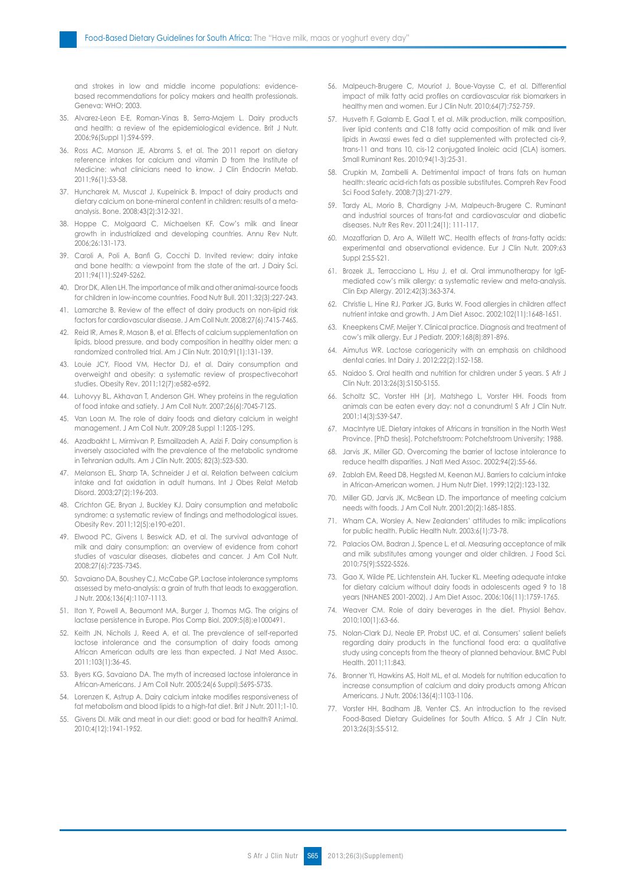and strokes in low and middle income populations: evidence-based recommendations for policy makers and health professionals. Geneva: WHO; 2003.

35. Alvarez-Leon E-E, Roman-Vinas B, Serra-Majem L. Dairy products and health: a review of the epidemiological evidence. Brit J Nutr. 2006;96(Suppl 1):S94-S99.
36. Ross AC, Manson JE, Abrams S, et al. The 2011 report on dietary reference intakes for calcium and vitamin D from the Institute of Medicine: what clinicians need to know. J Clin Endocrin Metab. 2011;96(1):53-58.
37. Huncharek M, Muscat J, Kupelnick B. Impact of dairy products and dietary calcium on bone-mineral content in children: results of a meta-analysis. Bone. 2008;43(2):312-321.
38. Hoppe C, Molgaard C, Michaelsen KF. Cow's milk and linear growth in industrialized and developing countries. Annu Rev Nutr. 2006;26:131-173.
39. Caroli A, Poli A, Banfi G, Cocchi D. Invited review: dairy intake and bone health: a viewpoint from the state of the art. J Dairy Sci. 2011;94(11):5249-5262.
40. Dror DK, Allen LH. The importance of milk and other animal-source foods for children in low-income countries. Food Nutr Bull. 2011;32(3):227-243.
41. Lamarche B. Review of the effect of dairy products on non-lipid risk factors for cardiovascular disease. J Am Coll Nutr. 2008;27(6):741S-746S.
42. Reid IR, Ames R, Mason B, et al. Effects of calcium supplementation on lipids, blood pressure, and body composition in healthy older men: a randomized controlled trial. Am J Clin Nutr. 2010;91(1):131-139.
43. Louie JCY, Flood VM, Hector DJ, et al. Dairy consumption and overweight and obesity: a systematic review of prospectivecohort studies. Obesity Rev. 2011;12(7):e582-e592.
44. Luhovyy BL, Akhavan T, Anderson GH. Whey proteins in the regulation of food intake and satiety. J Am Coll Nutr. 2007;26(6):704S-712S.
45. Van Loan M. The role of dairy foods and dietary calcium in weight management. J Am Coll Nutr. 2009;28 Suppl 1:120S-129S.
46. Azadbakht L, Mirmivan P, Esmaillzadeh A, Azizi F. Dairy consumption is inversely associated with the prevalence of the metabolic syndrome in Tehranian adults. Am J Clin Nutr. 2005; 82(3):523-530.
47. Melanson EL, Sharp TA, Schneider J et al. Relation between calcium intake and fat oxidation in adult humans. Int J Obes Relat Metab Disord. 2003;27(2):196-203.
48. Crichton GE, Bryan J, Buckley KJ. Dairy consumption and metabolic syndrome: a systematic review of findings and methodological issues. Obesity Rev. 2011;12(5):e190-e201.
49. Elwood PC, Givens I, Beswick AD, et al. The survival advantage of milk and dairy consumption: an overview of evidence from cohort studies of vascular diseases, diabetes and cancer. J Am Coll Nutr. 2008;27(6):723S-734S.
50. Savaiano DA, Boushey CJ, McCabe GP. Lactose intolerance symptoms assessed by meta-analysis: a grain of truth that leads to exaggeration. J Nutr. 2006;136(4):1107-1113.
51. Itan Y, Powell A, Beaumont MA, Burger J, Thomas MG. The origins of lactase persistence in Europe. Plos Comp Biol. 2009;5(8):e1000491.
52. Keith JN, Nicholls J, Reed A, et al. The prevalence of self-reported lactose intolerance and the consumption of dairy foods among African American adults are less than expected. J Nat Med Assoc. 2011;103(1):36-45.
53. Byers KG, Savaiano DA. The myth of increased lactose intolerance in African-Americans. J Am Coll Nutr. 2005;24(6 Suppl):569S-573S.
54. Lorenzen K, Astrup A. Dairy calcium intake modifies responsiveness of fat metabolism and blood lipids to a high-fat diet. Brit J Nutr. 2011;1-10.
55. Givens DI. Milk and meat in our diet: good or bad for health? Animal. 2010;4(12):1941-1952.
56. Malpeuch-Brugere C, Mouriot J, Boue-Vaysse C, et al. Differential impact of milk fatty acid profiles on cardiovascular risk biomarkers in healthy men and women. Eur J Clin Nutr. 2010;64(7):752-759.
57. Husveth F, Galamb E, Gaal T, et al. Milk production, milk composition, liver lipid contents and C18 fatty acid composition of milk and liver lipids in Awassi ewes fed a diet supplemented with protected cis-9, trans-11 and trans 10, cis-12 conjugated linoleic acid (CLA) isomers. Small Ruminant Res. 2010;94(1-3):25-31.
58. Crupkin M, Zambelli A. Detrimental impact of trans fats on human health: stearic acid-rich fats as possible substitutes. Compreh Rev Food Sci Food Safety. 2008;7(3):271-279.
59. Tardy AL, Morio B, Chardigny J-M, Malpeuch-Brugere C. Ruminant and industrial sources of trans-fat and cardiovascular and diabetic diseases. Nutr Res Rev. 2011;24(1): 111-117.
60. Mozaffarian D, Aro A, Willett WC. Health effects of *trans*-fatty acids: experimental and observational evidence. Eur J Clin Nutr. 2009;63 Suppl 2:S5-S21.
61. Brozek JL, Terracciano L, Hsu J, et al. Oral immunotherapy for IgE-mediated cow's milk allergy: a systematic review and meta-analysis. Clin Exp Allergy. 2012;42(3):363-374.
62. Christie L, Hine RJ, Parker JG, Burks W. Food allergies in children affect nutrient intake and growth. J Am Diet Assoc. 2002;102(11):1648-1651.
63. Kneepkens CMF, Meijer Y. Clinical practice. Diagnosis and treatment of cow's milk allergy. Eur J Pediatr. 2009;168(8):891-896.
64. Aimutus WR. Lactose cariogenicity with an emphasis on childhood dental caries. Int Dairy J. 2012;22(2):152-158.
65. Naidoo S. Oral health and nutrition for children under 5 years. S Afr J Clin Nutr. 2013;26(3):S150-S155.
66. Scholtz SC, Vorster HH (Jr), Matshego L, Vorster HH. Foods from animals can be eaten every day: not a conundrum! S Afr J Clin Nutr. 2001;14(3):S39-S47.
67. MacIntyre UE. Dietary intakes of Africans in transition in the North West Province. [PhD thesis]. Potchefstroom: Potchefstroom University; 1988.
68. Jarvis JK, Miller GD. Overcoming the barrier of lactose intolerance to reduce health disparities. J Natl Med Assoc. 2002;94(2):55-66.
69. Zablah EM, Reed DB, Hegsted M, Keenan MJ. Barriers to calcium intake in African-American women. J Hum Nutr Diet. 1999;12(2):123-132.
70. Miller GD, Jarvis JK, McBean LD. The importance of meeting calcium needs with foods. J Am Coll Nutr. 2001;20(2):168S-185S.
71. Wham CA, Worsley A. New Zealanders' attitudes to milk: implications for public health. Public Health Nutr. 2003;6(1):73-78.
72. Palacios OM, Badran J, Spence L, et al. Measuring acceptance of milk and milk substitutes among younger and older children. J Food Sci. 2010;75(9):S522-S526.
73. Gao X, Wilde PE, Lichtenstein AH, Tucker KL. Meeting adequate intake for dietary calcium without dairy foods in adolescents aged 9 to 18 years (NHANES 2001-2002). J Am Diet Assoc. 2006;106(11):1759-1765.
74. Weaver CM. Role of dairy beverages in the diet. Physiol Behav. 2010;100(1):63-66.
75. Nolan-Clark DJ, Neale EP, Probst UC, et al. Consumers' salient beliefs regarding dairy products in the functional food era: a qualitative study using concepts from the theory of planned behaviour. BMC Publ Health. 2011;11:843.
76. Bronner YI, Hawkins AS, Holt ML, et al. Models for nutrition education to increase consumption of calcium and dairy products among African Americans. J Nutr. 2006;136(4):1103-1106.
77. Vorster HH, Badham JB, Venter CS. An introduction to the revised Food-Based Dietary Guidelines for South Africa. S Afr J Clin Nutr. 2013;26(3):S5-S12.